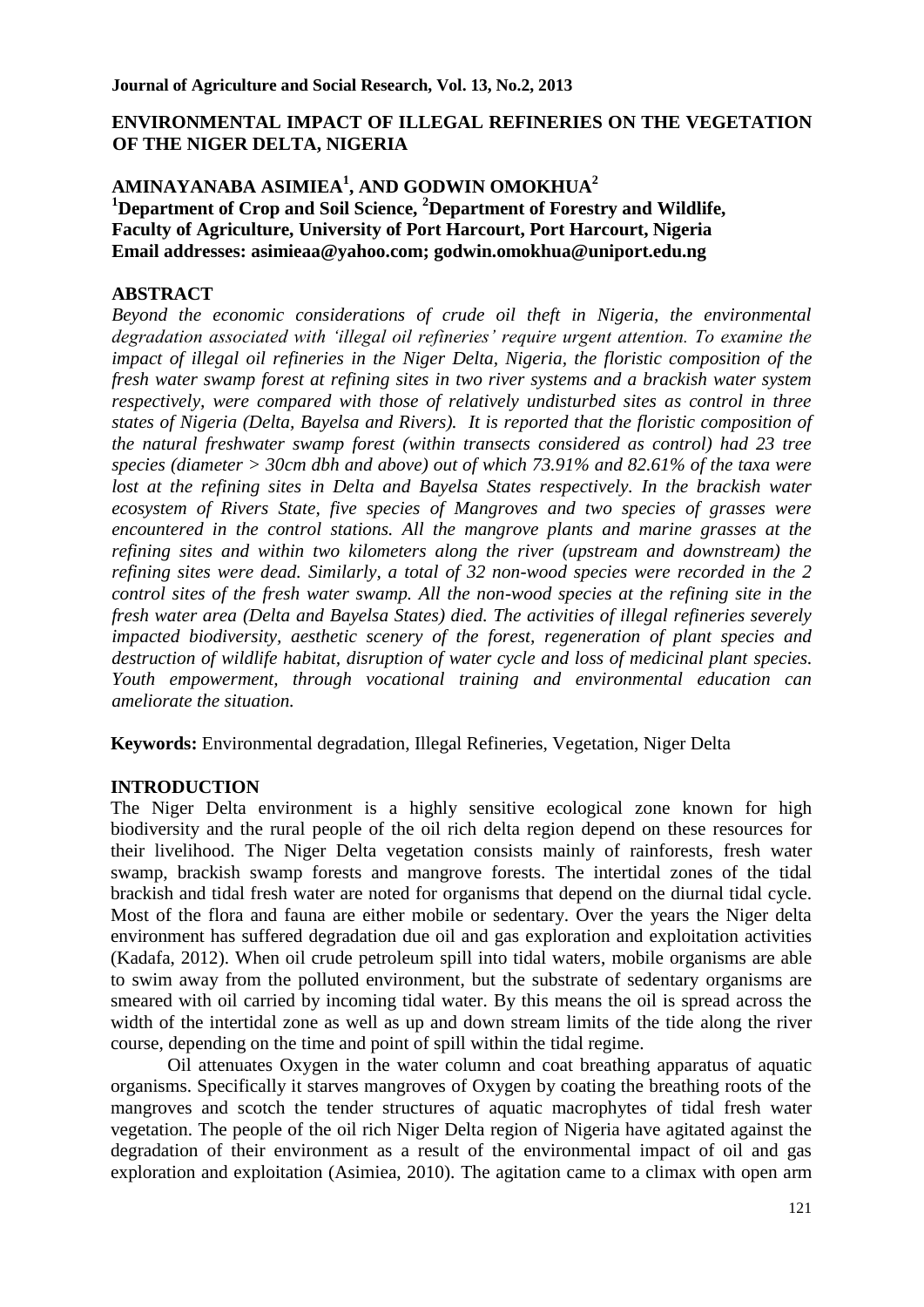# ENVIRONMENTAL IMPACT OF ILLEGAL REFINERIES ON THE VEGETATION OF THE NIGER DELTA, NIGERIA

**AMINAYANABA ASIMIEA[1], AND GODWIN OMOKHUA[2]**

**[1]Department of Crop and Soil Science, [2]Department of Forestry and Wildlife, Faculty of Agriculture, University of Port Harcourt, Port Harcourt, Nigeria**
**Email addresses: asimieaa@yahoo.com; godwin.omokhua@uniport.edu.ng**

## ABSTRACT

*Beyond the economic considerations of crude oil theft in Nigeria, the environmental degradation associated with 'illegal oil refineries' require urgent attention. To examine the impact of illegal oil refineries in the Niger Delta, Nigeria, the floristic composition of the fresh water swamp forest at refining sites in two river systems and a brackish water system respectively, were compared with those of relatively undisturbed sites as control in three states of Nigeria (Delta, Bayelsa and Rivers). It is reported that the floristic composition of the natural freshwater swamp forest (within transects considered as control) had 23 tree species (diameter > 30cm dbh and above) out of which 73.91% and 82.61% of the taxa were lost at the refining sites in Delta and Bayelsa States respectively. In the brackish water ecosystem of Rivers State, five species of Mangroves and two species of grasses were encountered in the control stations. All the mangrove plants and marine grasses at the refining sites and within two kilometers along the river (upstream and downstream) the refining sites were dead. Similarly, a total of 32 non-wood species were recorded in the 2 control sites of the fresh water swamp. All the non-wood species at the refining site in the fresh water area (Delta and Bayelsa States) died. The activities of illegal refineries severely impacted biodiversity, aesthetic scenery of the forest, regeneration of plant species and destruction of wildlife habitat, disruption of water cycle and loss of medicinal plant species. Youth empowerment, through vocational training and environmental education can ameliorate the situation.*

**Keywords:** Environmental degradation, Illegal Refineries, Vegetation, Niger Delta

## INTRODUCTION

The Niger Delta environment is a highly sensitive ecological zone known for high biodiversity and the rural people of the oil rich delta region depend on these resources for their livelihood. The Niger Delta vegetation consists mainly of rainforests, fresh water swamp, brackish swamp forests and mangrove forests. The intertidal zones of the tidal brackish and tidal fresh water are noted for organisms that depend on the diurnal tidal cycle. Most of the flora and fauna are either mobile or sedentary. Over the years the Niger delta environment has suffered degradation due oil and gas exploration and exploitation activities (Kadafa, 2012). When oil crude petroleum spill into tidal waters, mobile organisms are able to swim away from the polluted environment, but the substrate of sedentary organisms are smeared with oil carried by incoming tidal water. By this means the oil is spread across the width of the intertidal zone as well as up and down stream limits of the tide along the river course, depending on the time and point of spill within the tidal regime.

Oil attenuates Oxygen in the water column and coat breathing apparatus of aquatic organisms. Specifically it starves mangroves of Oxygen by coating the breathing roots of the mangroves and scotch the tender structures of aquatic macrophytes of tidal fresh water vegetation. The people of the oil rich Niger Delta region of Nigeria have agitated against the degradation of their environment as a result of the environmental impact of oil and gas exploration and exploitation (Asimiea, 2010). The agitation came to a climax with open arm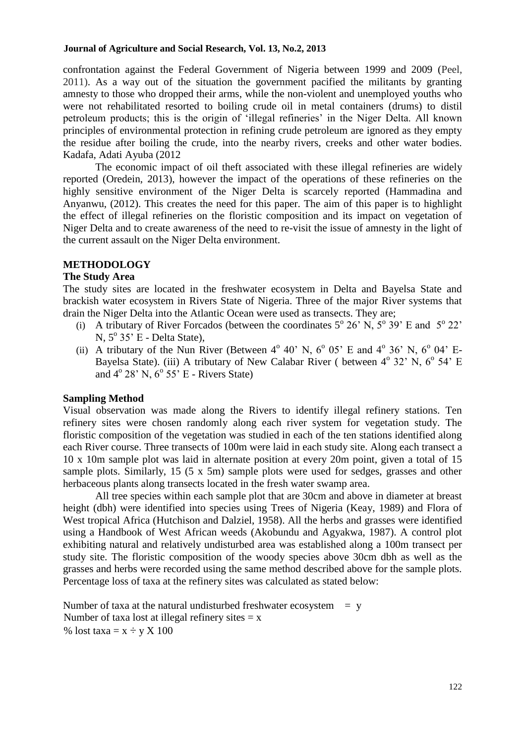confrontation against the Federal Government of Nigeria between 1999 and 2009 (Peel, 2011). As a way out of the situation the government pacified the militants by granting amnesty to those who dropped their arms, while the non-violent and unemployed youths who were not rehabilitated resorted to boiling crude oil in metal containers (drums) to distil petroleum products; this is the origin of 'illegal refineries' in the Niger Delta. All known principles of environmental protection in refining crude petroleum are ignored as they empty the residue after boiling the crude, into the nearby rivers, creeks and other water bodies. Kadafa, Adati Ayuba (2012

The economic impact of oil theft associated with these illegal refineries are widely reported (Oredein, 2013), however the impact of the operations of these refineries on the highly sensitive environment of the Niger Delta is scarcely reported (Hammadina and Anyanwu, (2012). This creates the need for this paper. The aim of this paper is to highlight the effect of illegal refineries on the floristic composition and its impact on vegetation of Niger Delta and to create awareness of the need to re-visit the issue of amnesty in the light of the current assault on the Niger Delta environment.

## METHODOLOGY

### The Study Area

The study sites are located in the freshwater ecosystem in Delta and Bayelsa State and brackish water ecosystem in Rivers State of Nigeria. Three of the major River systems that drain the Niger Delta into the Atlantic Ocean were used as transects. They are;

(i) A tributary of River Forcados (between the coordinates 5$^{o}$ 26' N, 5$^{o}$ 39' E and 5$^{o}$ 22' N, 5$^{o}$ 35' E - Delta State),

(ii) A tributary of the Nun River (Between 4$^{o}$ 40' N, 6$^{o}$ 05' E and 4$^{o}$ 36' N, 6$^{o}$ 04' E- Bayelsa State). (iii) A tributary of New Calabar River ( between 4$^{o}$ 32' N, 6$^{o}$ 54' E and 4$^{o}$ 28' N, 6$^{o}$ 55' E - Rivers State)

### Sampling Method

Visual observation was made along the Rivers to identify illegal refinery stations. Ten refinery sites were chosen randomly along each river system for vegetation study. The floristic composition of the vegetation was studied in each of the ten stations identified along each River course. Three transects of 100m were laid in each study site. Along each transect a 10 x 10m sample plot was laid in alternate position at every 20m point, given a total of 15 sample plots. Similarly, 15 (5 x 5m) sample plots were used for sedges, grasses and other herbaceous plants along transects located in the fresh water swamp area.

All tree species within each sample plot that are 30cm and above in diameter at breast height (dbh) were identified into species using Trees of Nigeria (Keay, 1989) and Flora of West tropical Africa (Hutchison and Dalziel, 1958). All the herbs and grasses were identified using a Handbook of West African weeds (Akobundu and Agyakwa, 1987). A control plot exhibiting natural and relatively undisturbed area was established along a 100m transect per study site. The floristic composition of the woody species above 30cm dbh as well as the grasses and herbs were recorded using the same method described above for the sample plots. Percentage loss of taxa at the refinery sites was calculated as stated below:

Number of taxa at the natural undisturbed freshwater ecosystem = y
Number of taxa lost at illegal refinery sites = x
% lost taxa = x ÷ y X 100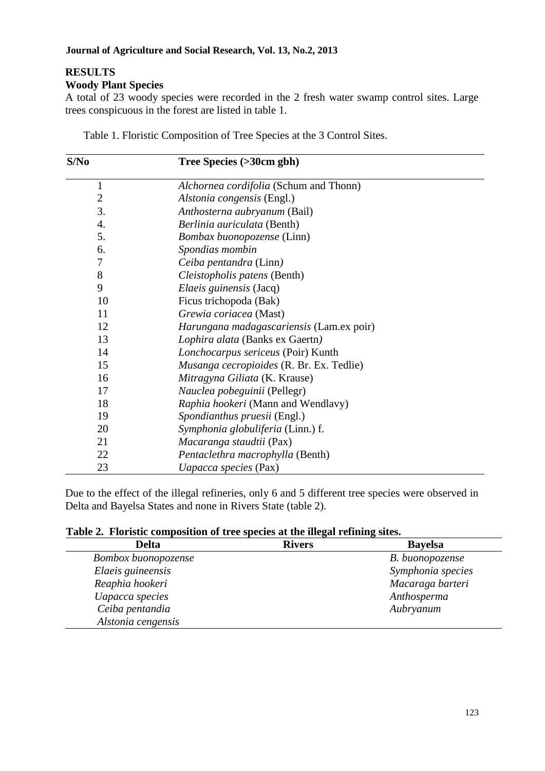## RESULTS

### Woody Plant Species

A total of 23 woody species were recorded in the 2 fresh water swamp control sites. Large trees conspicuous in the forest are listed in table 1.

Table 1. Floristic Composition of Tree Species at the 3 Control Sites.

| S/No | Tree Species (>30cm gbh) |
|---|---|
| 1 | *Alchornea cordifolia* (Schum and Thonn) |
| 2 | *Alstonia congensis* (Engl.) |
| 3. | *Anthosterna aubryanum* (Bail) |
| 4. | *Berlinia auriculata* (Benth) |
| 5. | *Bombax buonopozense* (Linn) |
| 6. | *Spondias mombin* |
| 7 | *Ceiba pentandra* (Linn) |
| 8 | *Cleistopholis patens* (Benth) |
| 9 | *Elaeis guinensis* (Jacq) |
| 10 | Ficus trichopoda (Bak) |
| 11 | *Grewia coriacea* (Mast) |
| 12 | *Harungana madagascariensis* (Lam.ex poir) |
| 13 | *Lophira alata* (Banks ex Gaertn) |
| 14 | *Lonchocarpus sericeus* (Poir) Kunth |
| 15 | *Musanga cecropioides* (R. Br. Ex. Tedlie) |
| 16 | *Mitragyna Giliata* (K. Krause) |
| 17 | *Nauclea pobeguinii* (Pellegr) |
| 18 | *Raphia hookeri* (Mann and Wendlavy) |
| 19 | *Spondianthus pruesii* (Engl.) |
| 20 | *Symphonia globuliferia* (Linn.) f. |
| 21 | *Macaranga staudtii* (Pax) |
| 22 | *Pentaclethra macrophylla* (Benth) |
| 23 | *Uapacca species* (Pax) |

Due to the effect of the illegal refineries, only 6 and 5 different tree species were observed in Delta and Bayelsa States and none in Rivers State (table 2).

**Table 2. Floristic composition of tree species at the illegal refining sites.**

| Delta | Rivers | Bayelsa |
|---|---|---|
| *Bombox buonopozense* | | *B. buonopozense* |
| *Elaeis guineensis* | | *Symphonia species* |
| *Reaphia hookeri* | | *Macaraga barteri* |
| *Uapacca species* | | *Anthosperma* |
| *Ceiba pentandia* | | *Aubryanum* |
| *Alstonia cengensis* | | |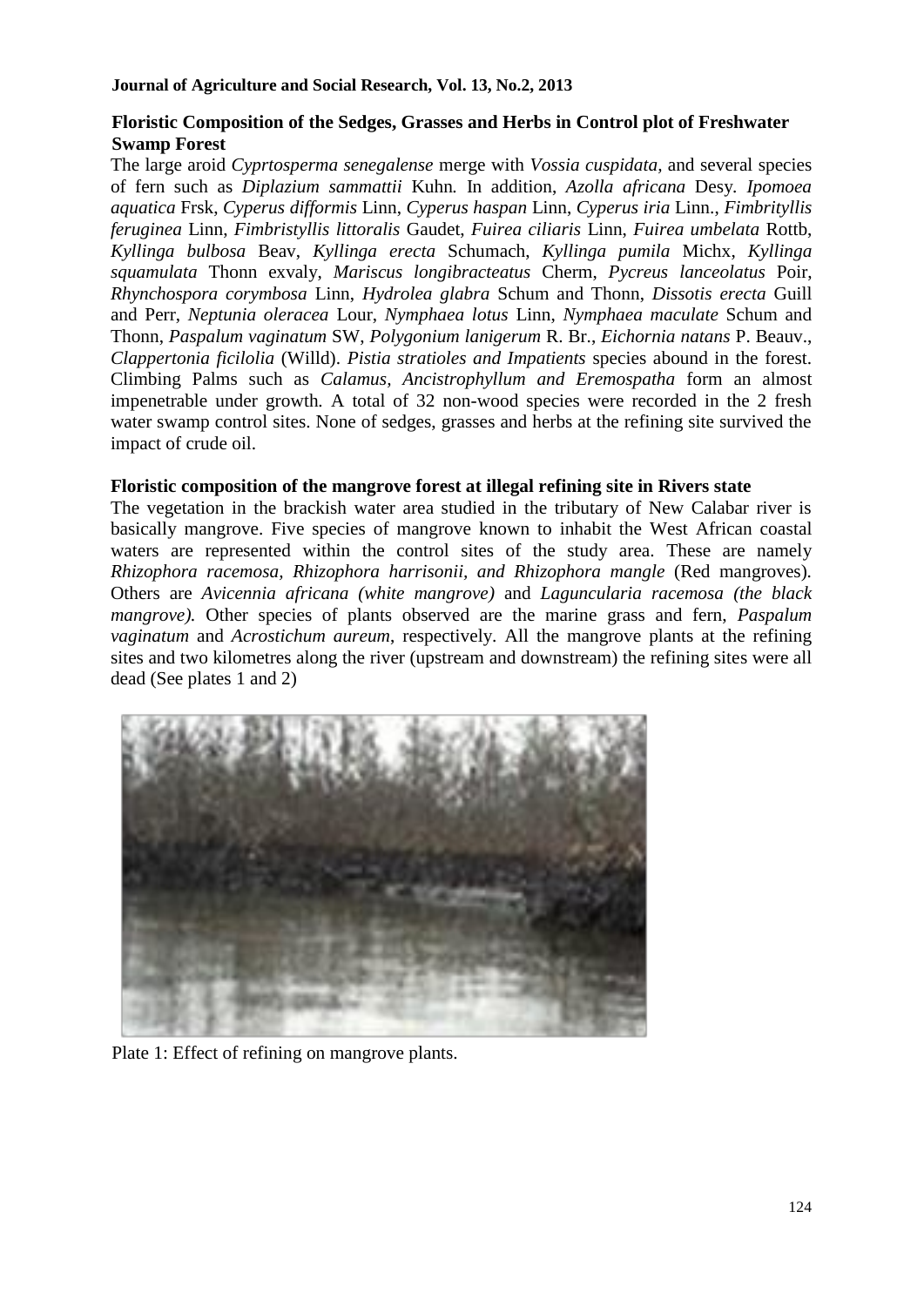**Floristic Composition of the Sedges, Grasses and Herbs in Control plot of Freshwater Swamp Forest**

The large aroid *Cyprtosperma senegalense* merge with *Vossia cuspidata*, and several species of fern such as *Diplazium sammattii* Kuhn. In addition, *Azolla africana* Desy. *Ipomoea aquatica* Frsk, *Cyperus difformis* Linn, *Cyperus haspan* Linn, *Cyperus iria* Linn., *Fimbrityllis feruginea* Linn, *Fimbristyllis littoralis* Gaudet, *Fuirea ciliaris* Linn, *Fuirea umbelata* Rottb, *Kyllinga bulbosa* Beav, *Kyllinga erecta* Schumach, *Kyllinga pumila* Michx, *Kyllinga squamulata* Thonn exvaly, *Mariscus longibracteatus* Cherm, *Pycreus lanceolatus* Poir, *Rhynchospora corymbosa* Linn, *Hydrolea glabra* Schum and Thonn, *Dissotis erecta* Guill and Perr, *Neptunia oleracea* Lour, *Nymphaea lotus* Linn, *Nymphaea maculate* Schum and Thonn, *Paspalum vaginatum* SW, *Polygonium lanigerum* R. Br., *Eichornia natans* P. Beauv., *Clappertonia ficilolia* (Willd). *Pistia stratioles and Impatients* species abound in the forest. Climbing Palms such as *Calamus, Ancistrophyllum and Eremospatha* form an almost impenetrable under growth. A total of 32 non-wood species were recorded in the 2 fresh water swamp control sites. None of sedges, grasses and herbs at the refining site survived the impact of crude oil.

**Floristic composition of the mangrove forest at illegal refining site in Rivers state**

The vegetation in the brackish water area studied in the tributary of New Calabar river is basically mangrove. Five species of mangrove known to inhabit the West African coastal waters are represented within the control sites of the study area. These are namely *Rhizophora racemosa, Rhizophora harrisonii, and Rhizophora mangle* (Red mangroves). Others are *Avicennia africana (white mangrove)* and *Laguncularia racemosa (the black mangrove).* Other species of plants observed are the marine grass and fern, *Paspalum vaginatum* and *Acrostichum aureum*, respectively. All the mangrove plants at the refining sites and two kilometres along the river (upstream and downstream) the refining sites were all dead (See plates 1 and 2)

Plate 1: Effect of refining on mangrove plants.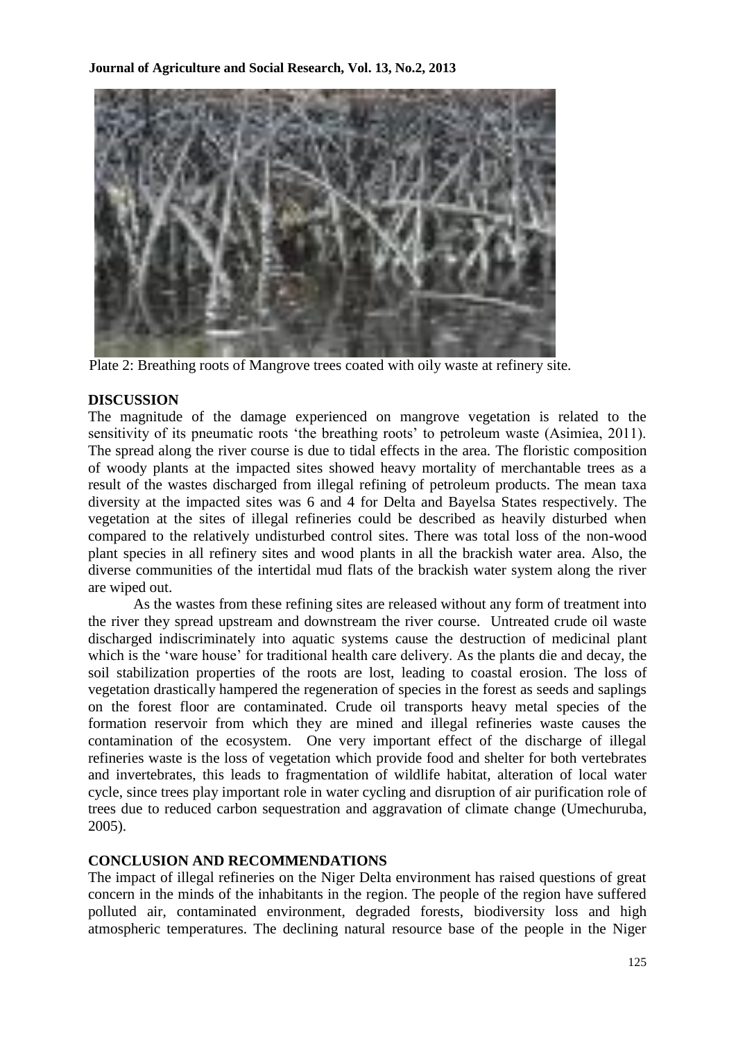Plate 2: Breathing roots of Mangrove trees coated with oily waste at refinery site.

## DISCUSSION

The magnitude of the damage experienced on mangrove vegetation is related to the sensitivity of its pneumatic roots 'the breathing roots' to petroleum waste (Asimiea, 2011). The spread along the river course is due to tidal effects in the area. The floristic composition of woody plants at the impacted sites showed heavy mortality of merchantable trees as a result of the wastes discharged from illegal refining of petroleum products. The mean taxa diversity at the impacted sites was 6 and 4 for Delta and Bayelsa States respectively. The vegetation at the sites of illegal refineries could be described as heavily disturbed when compared to the relatively undisturbed control sites. There was total loss of the non-wood plant species in all refinery sites and wood plants in all the brackish water area. Also, the diverse communities of the intertidal mud flats of the brackish water system along the river are wiped out.

As the wastes from these refining sites are released without any form of treatment into the river they spread upstream and downstream the river course. Untreated crude oil waste discharged indiscriminately into aquatic systems cause the destruction of medicinal plant which is the 'ware house' for traditional health care delivery. As the plants die and decay, the soil stabilization properties of the roots are lost, leading to coastal erosion. The loss of vegetation drastically hampered the regeneration of species in the forest as seeds and saplings on the forest floor are contaminated. Crude oil transports heavy metal species of the formation reservoir from which they are mined and illegal refineries waste causes the contamination of the ecosystem. One very important effect of the discharge of illegal refineries waste is the loss of vegetation which provide food and shelter for both vertebrates and invertebrates, this leads to fragmentation of wildlife habitat, alteration of local water cycle, since trees play important role in water cycling and disruption of air purification role of trees due to reduced carbon sequestration and aggravation of climate change (Umechuruba, 2005).

## CONCLUSION AND RECOMMENDATIONS

The impact of illegal refineries on the Niger Delta environment has raised questions of great concern in the minds of the inhabitants in the region. The people of the region have suffered polluted air, contaminated environment, degraded forests, biodiversity loss and high atmospheric temperatures. The declining natural resource base of the people in the Niger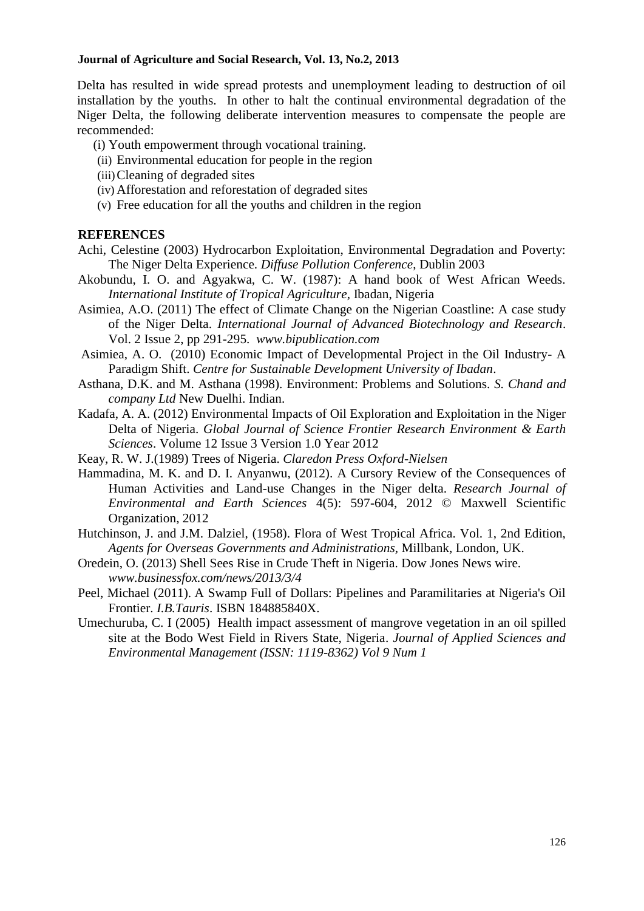Delta has resulted in wide spread protests and unemployment leading to destruction of oil installation by the youths. In other to halt the continual environmental degradation of the Niger Delta, the following deliberate intervention measures to compensate the people are recommended:

(i) Youth empowerment through vocational training.
(ii) Environmental education for people in the region
(iii) Cleaning of degraded sites
(iv) Afforestation and reforestation of degraded sites
(v) Free education for all the youths and children in the region

## REFERENCES

Achi, Celestine (2003) Hydrocarbon Exploitation, Environmental Degradation and Poverty: The Niger Delta Experience. *Diffuse Pollution Conference*, Dublin 2003

Akobundu, I. O. and Agyakwa, C. W. (1987): A hand book of West African Weeds. *International Institute of Tropical Agriculture,* Ibadan, Nigeria

Asimiea, A.O. (2011) The effect of Climate Change on the Nigerian Coastline: A case study of the Niger Delta. *International Journal of Advanced Biotechnology and Research*. Vol. 2 Issue 2, pp 291-295. *www.bipublication.com*

Asimiea, A. O. (2010) Economic Impact of Developmental Project in the Oil Industry- A Paradigm Shift. *Centre for Sustainable Development University of Ibadan*.

Asthana, D.K. and M. Asthana (1998). Environment: Problems and Solutions. *S. Chand and company Ltd* New Duelhi. Indian.

Kadafa, A. A. (2012) Environmental Impacts of Oil Exploration and Exploitation in the Niger Delta of Nigeria. *Global Journal of Science Frontier Research Environment & Earth Sciences*. Volume 12 Issue 3 Version 1.0 Year 2012

Keay, R. W. J.(1989) Trees of Nigeria. *Claredon Press Oxford-Nielsen*

Hammadina, M. K. and D. I. Anyanwu, (2012). A Cursory Review of the Consequences of Human Activities and Land-use Changes in the Niger delta. *Research Journal of Environmental and Earth Sciences* 4(5): 597-604, 2012 © Maxwell Scientific Organization, 2012

Hutchinson, J. and J.M. Dalziel, (1958). Flora of West Tropical Africa. Vol. 1, 2nd Edition, *Agents for Overseas Governments and Administrations,* Millbank, London, UK.

Oredein, O. (2013) Shell Sees Rise in Crude Theft in Nigeria. Dow Jones News wire. *www.businessfox.com/news/2013/3/4*

Peel, Michael (2011). A Swamp Full of Dollars: Pipelines and Paramilitaries at Nigeria's Oil Frontier. *I.B.Tauris*. ISBN 184885840X.

Umechuruba, C. I (2005) Health impact assessment of mangrove vegetation in an oil spilled site at the Bodo West Field in Rivers State, Nigeria. *Journal of Applied Sciences and Environmental Management (ISSN: 1119-8362) Vol 9 Num 1*